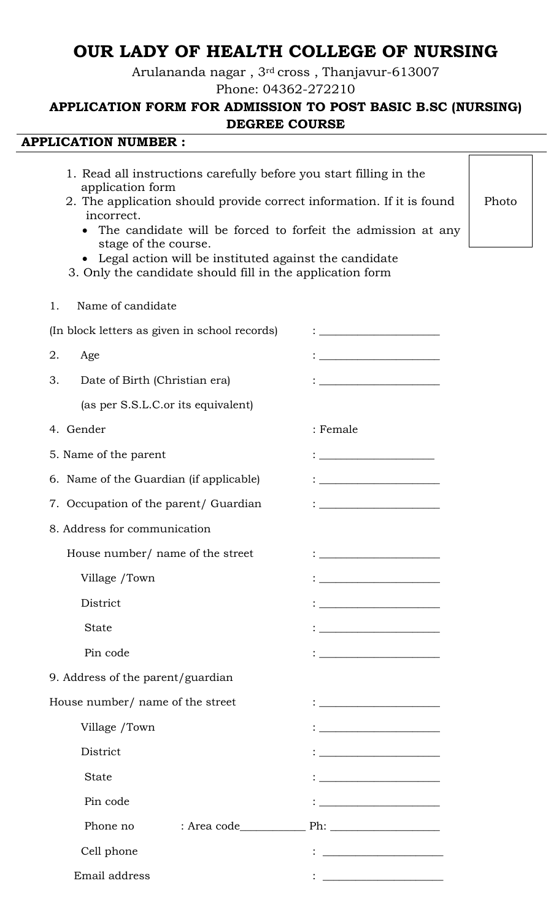# OUR LADY OF HEALTH COLLEGE OF NURSING

Arulananda nagar , 3rd cross , Thanjavur-613007

Phone: 04362-272210

## APPLICATION FORM FOR ADMISSION TO POST BASIC B.SC (NURSING) DEGREE COURSE

**APPLICATION NUMBER :**

Photo

1. Read all instructions carefully before you start filling in the application form
2. The application should provide correct information. If it is found incorrect.
   - The candidate will be forced to forfeit the admission at any stage of the course.
   - Legal action will be instituted against the candidate
3. Only the candidate should fill in the application form

1. Name of candidate

(In block letters as given in school records) : ____________________

2. Age : ____________________

3. Date of Birth (Christian era) : ____________________

   (as per S.S.L.C.or its equivalent)

4. Gender : Female

5. Name of the parent : ____________________

6. Name of the Guardian (if applicable) : ____________________

7. Occupation of the parent/ Guardian : ____________________

8. Address for communication

   House number/ name of the street : ____________________

   Village /Town : ____________________

   District : ____________________

   State : ____________________

   Pin code : ____________________

9. Address of the parent/guardian

   House number/ name of the street : ____________________

   Village /Town : ____________________

   District : ____________________

   State : ____________________

   Pin code : ____________________

   Phone no : Area code___________ Ph: ___________________

   Cell phone : ____________________

   Email address : ____________________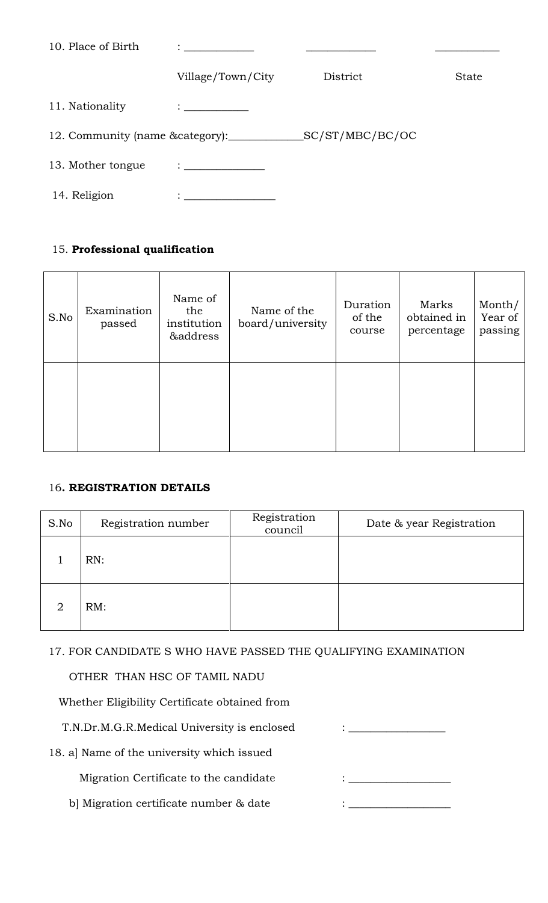10. Place of Birth : ____________ ____________ ____________

Village/Town/City District State

11. Nationality : ___________

12. Community (name &category):_____________SC/ST/MBC/BC/OC

13. Mother tongue : ______________

14. Religion : ________________

15. **Professional qualification**

| S.No | Examination passed | Name of the institution &address | Name of the board/university | Duration of the course | Marks obtained in percentage | Month/ Year of passing |
|---|---|---|---|---|---|---|
| | | | | | | |

16**. REGISTRATION DETAILS**

| S.No | Registration number | Registration council | Date & year Registration |
|---|---|---|---|
| 1 | RN: | | |
| 2 | RM: | | |

17. FOR CANDIDATE S WHO HAVE PASSED THE QUALIFYING EXAMINATION OTHER THAN HSC OF TAMIL NADU

Whether Eligibility Certificate obtained from T.N.Dr.M.G.R.Medical University is enclosed : ________________

18. a] Name of the university which issued Migration Certificate to the candidate : _________________

b] Migration certificate number & date : _________________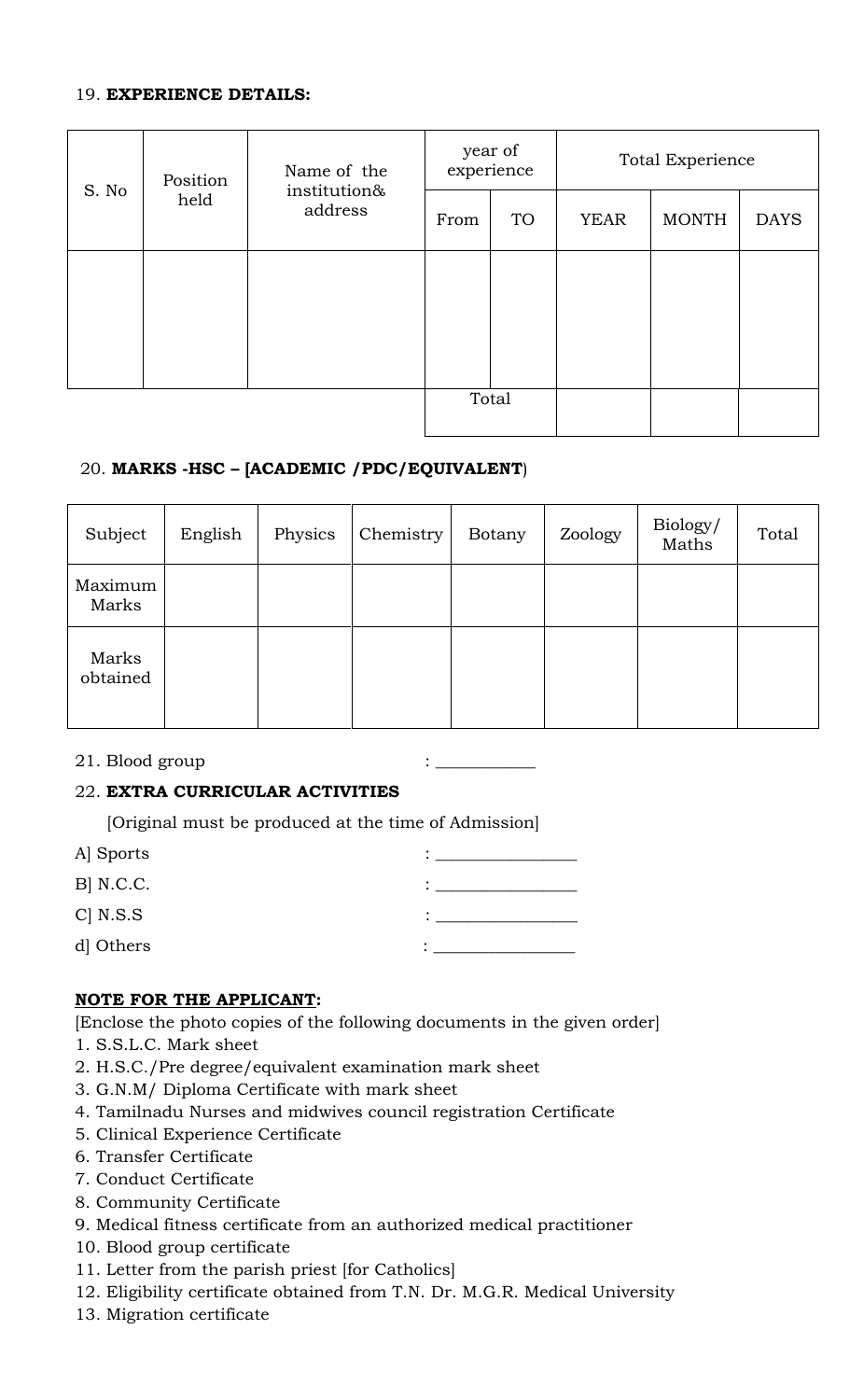19. **EXPERIENCE DETAILS:**

| S. No | Position held | Name of the institution& address | year of experience | | Total Experience | | |
|---|---|---|---|---|---|---|---|
| | | | From | TO | YEAR | MONTH | DAYS |
| | | | | | | | |
| | | | Total | | | | |

20. **MARKS -HSC – [ACADEMIC /PDC/EQUIVALENT**)

| Subject | English | Physics | Chemistry | Botany | Zoology | Biology/ Maths | Total |
|---|---|---|---|---|---|---|---|
| Maximum Marks | | | | | | | |
| Marks obtained | | | | | | | |

21. Blood group : ___________

22. **EXTRA CURRICULAR ACTIVITIES**

[Original must be produced at the time of Admission]

A] Sports : ________________

B] N.C.C. : ________________

C] N.S.S : ________________

d] Others : ________________

**NOTE FOR THE APPLICANT:**

[Enclose the photo copies of the following documents in the given order]

1. S.S.L.C. Mark sheet
2. H.S.C./Pre degree/equivalent examination mark sheet
3. G.N.M/ Diploma Certificate with mark sheet
4. Tamilnadu Nurses and midwives council registration Certificate
5. Clinical Experience Certificate
6. Transfer Certificate
7. Conduct Certificate
8. Community Certificate
9. Medical fitness certificate from an authorized medical practitioner
10. Blood group certificate
11. Letter from the parish priest [for Catholics]
12. Eligibility certificate obtained from T.N. Dr. M.G.R. Medical University
13. Migration certificate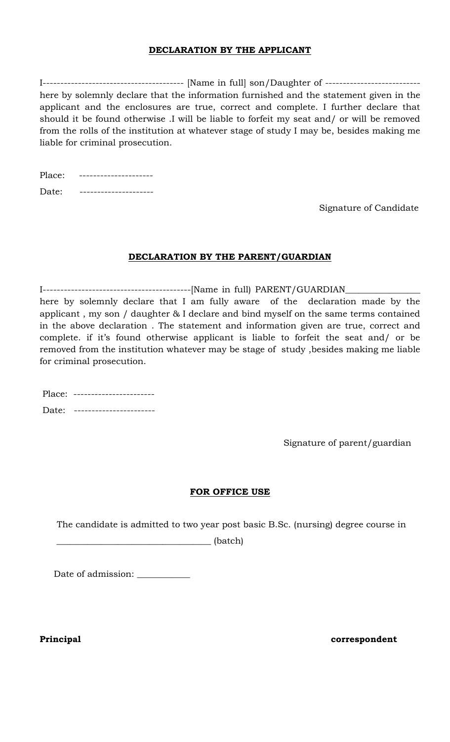## DECLARATION BY THE APPLICANT

I---------------------------------------- [Name in full] son/Daughter of --------------------------- here by solemnly declare that the information furnished and the statement given in the applicant and the enclosures are true, correct and complete. I further declare that should it be found otherwise .I will be liable to forfeit my seat and/ or will be removed from the rolls of the institution at whatever stage of study I may be, besides making me liable for criminal prosecution.

Place: ---------------------

Date: ---------------------

Signature of Candidate

## DECLARATION BY THE PARENT/GUARDIAN

I------------------------------------------[Name in full) PARENT/GUARDIAN________________ here by solemnly declare that I am fully aware of the declaration made by the applicant , my son / daughter & I declare and bind myself on the same terms contained in the above declaration . The statement and information given are true, correct and complete. if it's found otherwise applicant is liable to forfeit the seat and/ or be removed from the institution whatever may be stage of study ,besides making me liable for criminal prosecution.

Place: -----------------------

Date: -----------------------

Signature of parent/guardian

## FOR OFFICE USE

The candidate is admitted to two year post basic B.Sc. (nursing) degree course in __________________________________ (batch)

Date of admission: ____________

**Principal** **correspondent**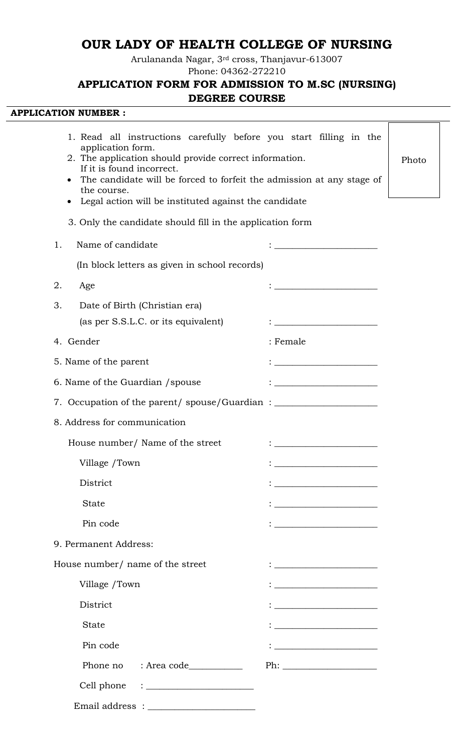# OUR LADY OF HEALTH COLLEGE OF NURSING

Arulananda Nagar, 3rd cross, Thanjavur-613007

Phone: 04362-272210

## APPLICATION FORM FOR ADMISSION TO M.SC (NURSING) DEGREE COURSE

**APPLICATION NUMBER :**

Photo

1. Read all instructions carefully before you start filling in the application form.
2. The application should provide correct information. If it is found incorrect.
   - The candidate will be forced to forfeit the admission at any stage of the course.
   - Legal action will be instituted against the candidate
3. Only the candidate should fill in the application form

1. Name of candidate : ______________________

   (In block letters as given in school records)

2. Age : ______________________

3. Date of Birth (Christian era)

   (as per S.S.L.C. or its equivalent) : ______________________

4. Gender : Female

5. Name of the parent : ______________________

6. Name of the Guardian /spouse : ______________________

7. Occupation of the parent/ spouse/Guardian : ______________________

8. Address for communication

   House number/ Name of the street : ______________________

   Village /Town : ______________________

   District : ______________________

   State : ______________________

   Pin code : ______________________

9. Permanent Address:

   House number/ name of the street : ______________________

   Village /Town : ______________________

   District : ______________________

   State : ______________________

   Pin code : ______________________

   Phone no : Area code____________ Ph: ____________________

   Cell phone : ______________________

   Email address : ______________________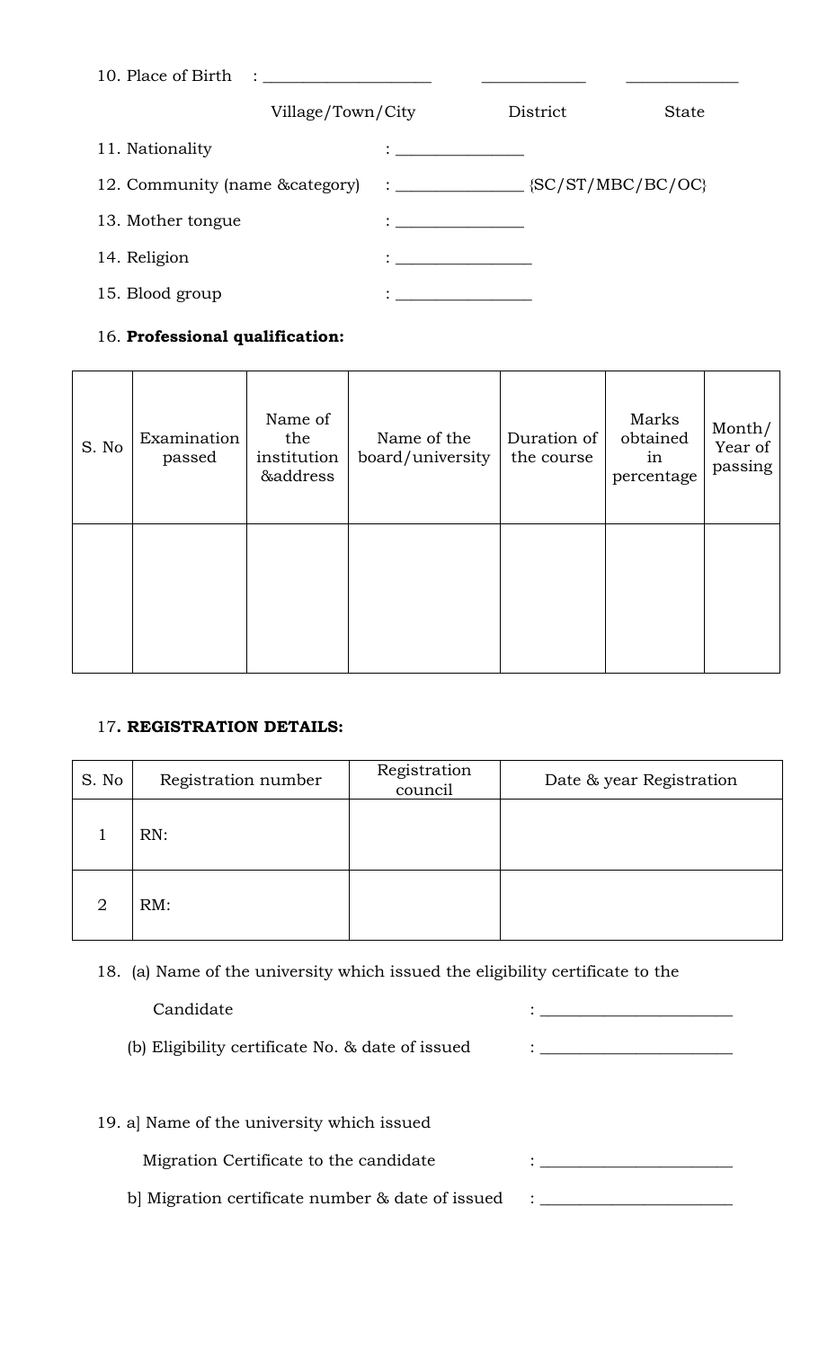10. Place of Birth : ____________________ ____________ ______________

Village/Town/City District State

11. Nationality : _______________

12. Community (name &category) : _______________ {SC/ST/MBC/BC/OC}

13. Mother tongue : _______________

14. Religion : ________________

15. Blood group : ________________

16. **Professional qualification:**

| S. No | Examination passed | Name of the institution &address | Name of the board/university | Duration of the course | Marks obtained in percentage | Month/ Year of passing |
|---|---|---|---|---|---|---|
| | | | | | | |

17**. REGISTRATION DETAILS:**

| S. No | Registration number | Registration council | Date & year Registration |
|---|---|---|---|
| 1 | RN: | | |
| 2 | RM: | | |

18. (a) Name of the university which issued the eligibility certificate to the Candidate : _______________________

(b) Eligibility certificate No. & date of issued : _______________________

19. a] Name of the university which issued Migration Certificate to the candidate : _______________________

b] Migration certificate number & date of issued : _______________________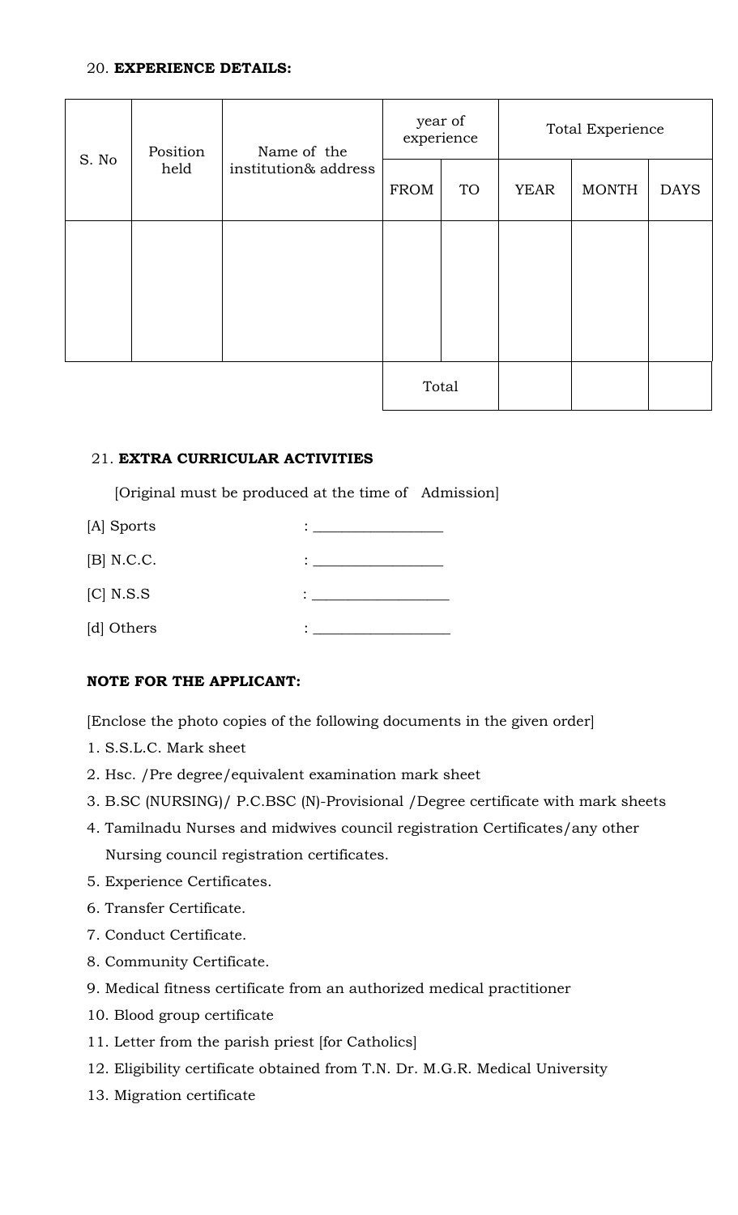20. **EXPERIENCE DETAILS:**

| S. No | Position held | Name of the institution& address | year of experience | | Total Experience | | |
|---|---|---|---|---|---|---|---|
| | | | FROM | TO | YEAR | MONTH | DAYS |
| | | | | | | | |
| | | | Total | | | | |

21. **EXTRA CURRICULAR ACTIVITIES**

[Original must be produced at the time of Admission]

[A] Sports : ________________

[B] N.C.C. : ________________

[C] N.S.S : ________________

[d] Others : ________________

**NOTE FOR THE APPLICANT:**

[Enclose the photo copies of the following documents in the given order]

1. S.S.L.C. Mark sheet
2. Hsc. /Pre degree/equivalent examination mark sheet
3. B.SC (NURSING)/ P.C.BSC (N)-Provisional /Degree certificate with mark sheets
4. Tamilnadu Nurses and midwives council registration Certificates/any other Nursing council registration certificates.
5. Experience Certificates.
6. Transfer Certificate.
7. Conduct Certificate.
8. Community Certificate.
9. Medical fitness certificate from an authorized medical practitioner
10. Blood group certificate
11. Letter from the parish priest [for Catholics]
12. Eligibility certificate obtained from T.N. Dr. M.G.R. Medical University
13. Migration certificate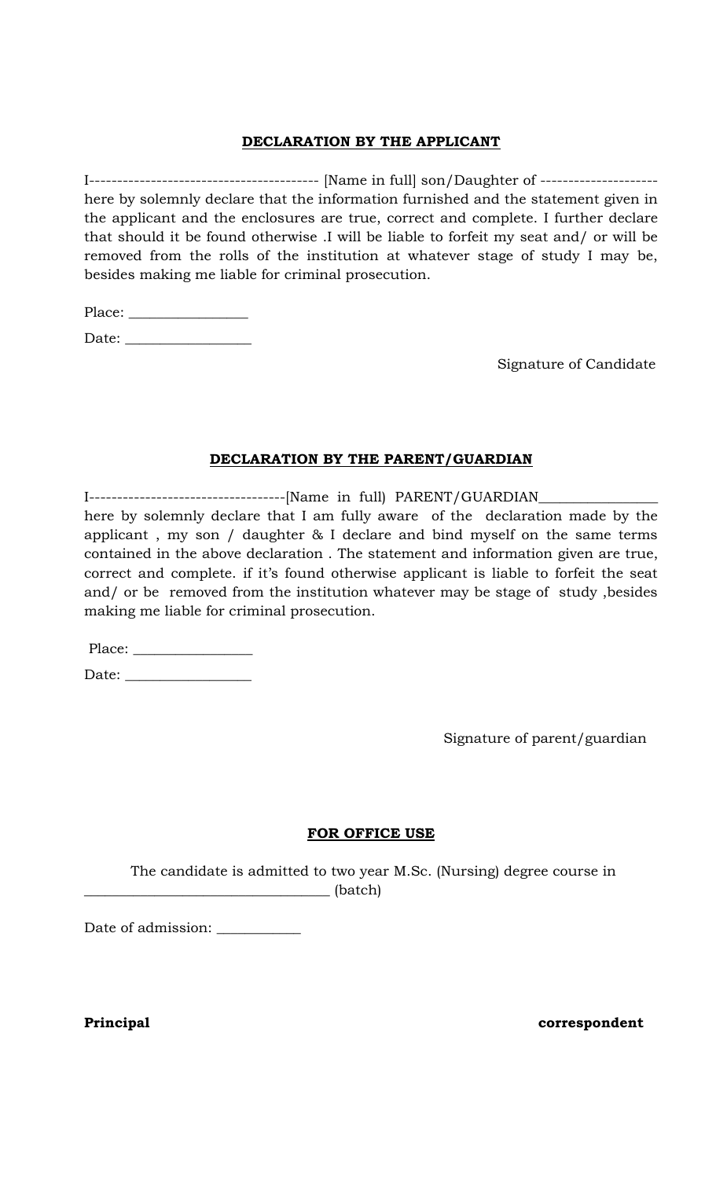**DECLARATION BY THE APPLICANT**

I---------------------------------------- [Name in full] son/Daughter of --------------------- here by solemnly declare that the information furnished and the statement given in the applicant and the enclosures are true, correct and complete. I further declare that should it be found otherwise .I will be liable to forfeit my seat and/ or will be removed from the rolls of the institution at whatever stage of study I may be, besides making me liable for criminal prosecution.

Place: ________________

Date: _________________

Signature of Candidate

**DECLARATION BY THE PARENT/GUARDIAN**

I-----------------------------------[Name in full) PARENT/GUARDIAN________________ here by solemnly declare that I am fully aware of the declaration made by the applicant , my son / daughter & I declare and bind myself on the same terms contained in the above declaration . The statement and information given are true, correct and complete. if it's found otherwise applicant is liable to forfeit the seat and/ or be removed from the institution whatever may be stage of study ,besides making me liable for criminal prosecution.

Place: ________________

Date: _________________

Signature of parent/guardian

**FOR OFFICE USE**

The candidate is admitted to two year M.Sc. (Nursing) degree course in _________________________________ (batch)

Date of admission: ___________

**Principal** **correspondent**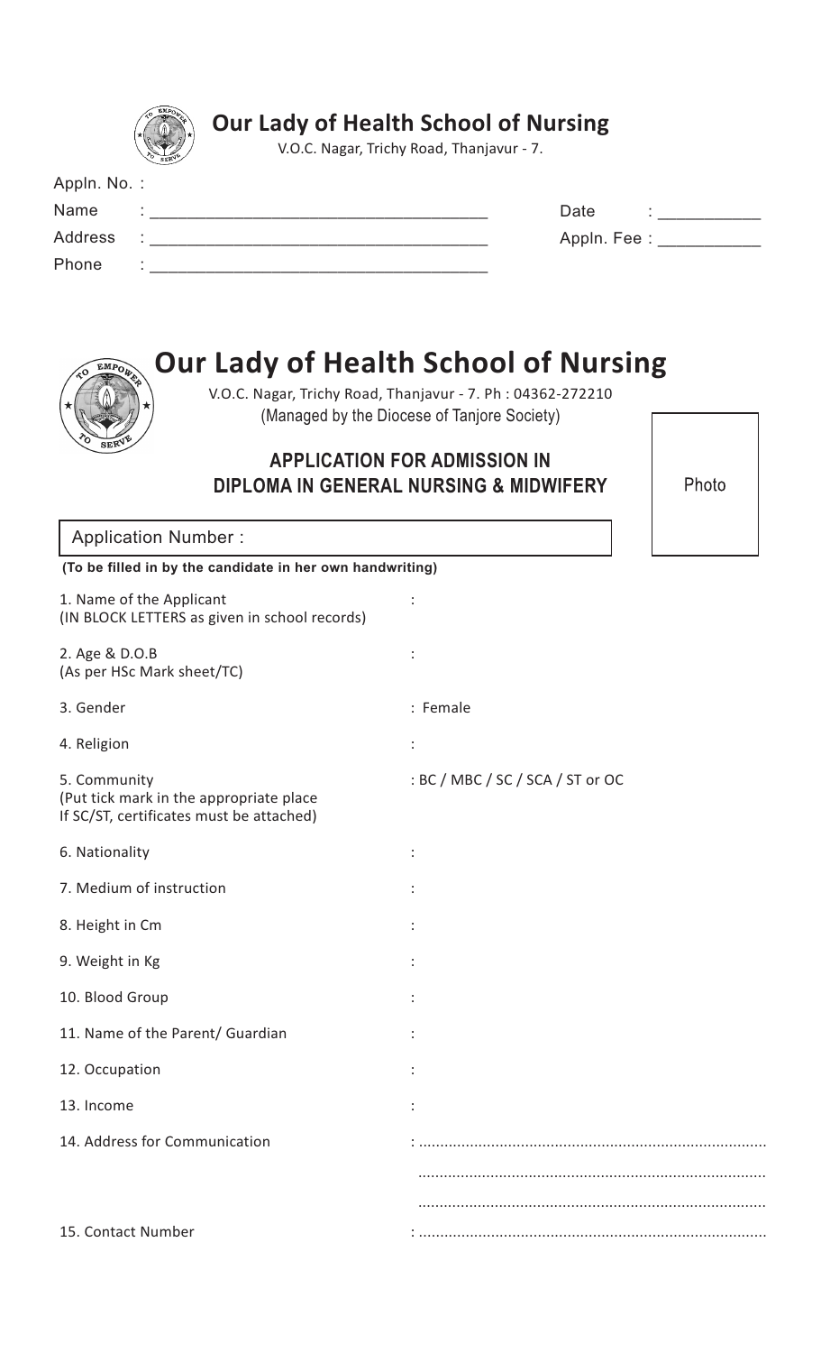## Our Lady of Health School of Nursing

V.O.C. Nagar, Trichy Road, Thanjavur - 7.

Appln. No. :

Name : ___________________________________ Date : ___________

Address : ___________________________________ Appln. Fee : ___________

Phone : ___________________________________

# Our Lady of Health School of Nursing

V.O.C. Nagar, Trichy Road, Thanjavur - 7. Ph : 04362-272210

(Managed by the Diocese of Tanjore Society)

## APPLICATION FOR ADMISSION IN DIPLOMA IN GENERAL NURSING & MIDWIFERY

Photo

Application Number :

**(To be filled in by the candidate in her own handwriting)**

1. Name of the Applicant (IN BLOCK LETTERS as given in school records) :

2. Age & D.O.B (As per HSc Mark sheet/TC) :

3. Gender : Female

4. Religion :

5. Community (Put tick mark in the appropriate place If SC/ST, certificates must be attached) : BC / MBC / SC / SCA / ST or OC

6. Nationality :

7. Medium of instruction :

8. Height in Cm :

9. Weight in Kg :

10. Blood Group :

11. Name of the Parent/ Guardian :

12. Occupation :

13. Income :

14. Address for Communication : ................................................................................
................................................................................
................................................................................

15. Contact Number : ................................................................................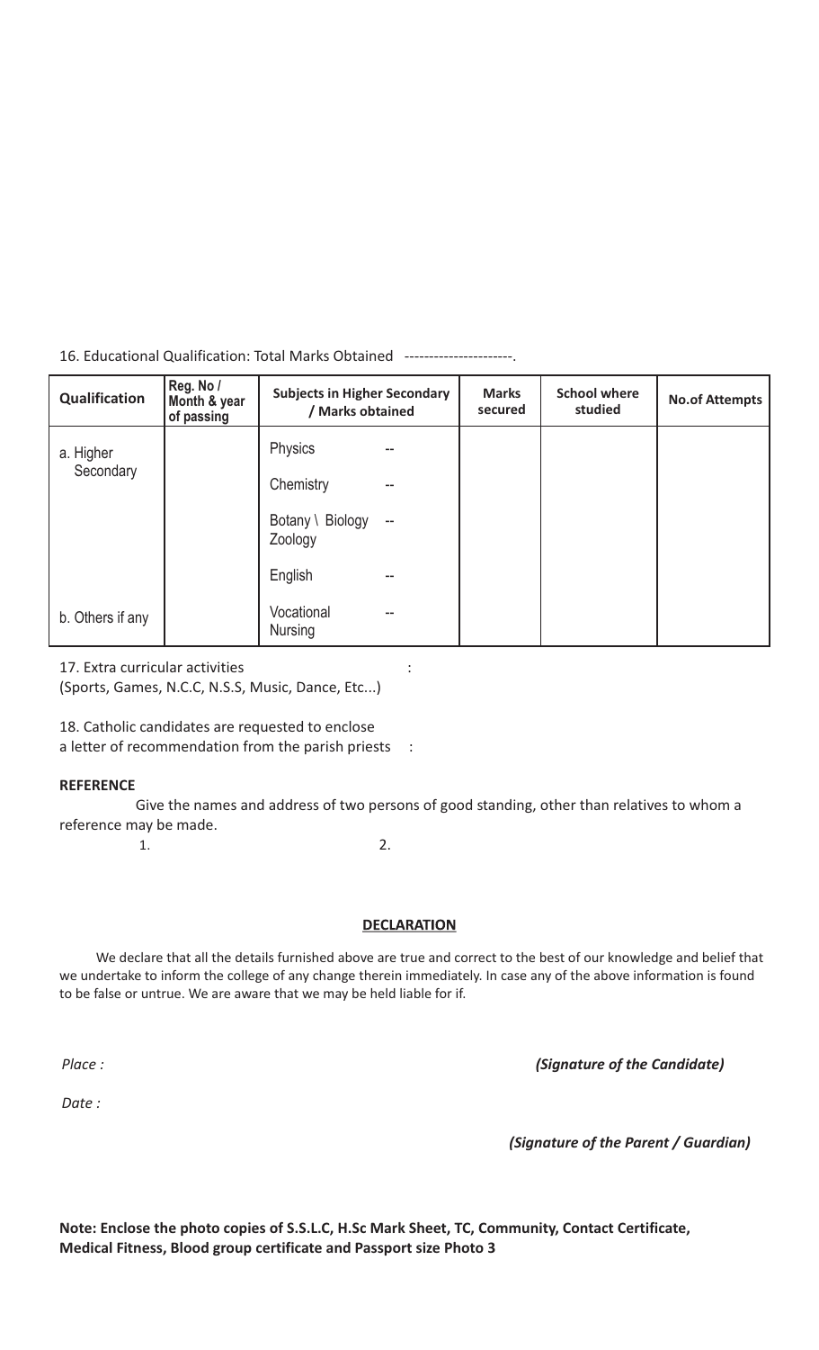16. Educational Qualification: Total Marks Obtained ----------------------.

| Qualification | Reg. No / Month & year of passing | Subjects in Higher Secondary / Marks obtained | Marks secured | School where studied | No.of Attempts |
|---|---|---|---|---|---|
| a. Higher Secondary | | Physics -- | | | |
| | | Chemistry -- | | | |
| | | Botany \ Biology Zoology -- | | | |
| | | English -- | | | |
| b. Others if any | | Vocational Nursing -- | | | |

17. Extra curricular activities :
(Sports, Games, N.C.C, N.S.S, Music, Dance, Etc...)

18. Catholic candidates are requested to enclose a letter of recommendation from the parish priests :

**REFERENCE**

Give the names and address of two persons of good standing, other than relatives to whom a reference may be made.

1. 2.

**DECLARATION**

We declare that all the details furnished above are true and correct to the best of our knowledge and belief that we undertake to inform the college of any change therein immediately. In case any of the above information is found to be false or untrue. We are aware that we may be held liable for if.

*Place :* *(Signature of the Candidate)*

*Date :*

*(Signature of the Parent / Guardian)*

**Note: Enclose the photo copies of S.S.L.C, H.Sc Mark Sheet, TC, Community, Contact Certificate, Medical Fitness, Blood group certificate and Passport size Photo 3**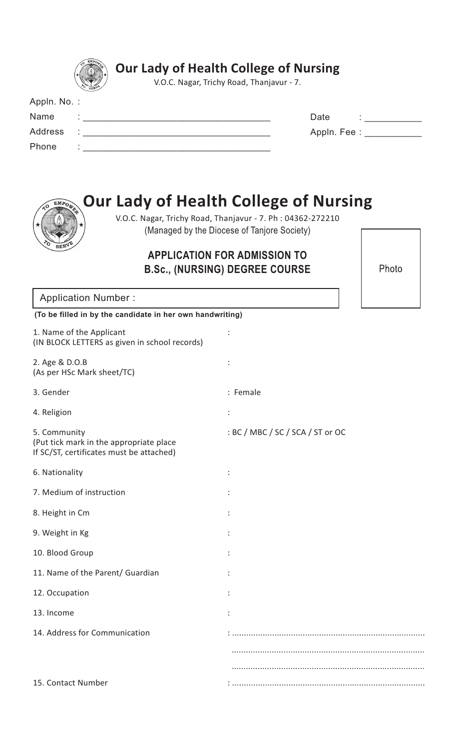## Our Lady of Health College of Nursing

V.O.C. Nagar, Trichy Road, Thanjavur - 7.

Appln. No. :

Name : ___________________________________ Date : ___________

Address : ___________________________________ Appln. Fee : ___________

Phone : ___________________________________

# Our Lady of Health College of Nursing

V.O.C. Nagar, Trichy Road, Thanjavur - 7. Ph : 04362-272210

(Managed by the Diocese of Tanjore Society)

## APPLICATION FOR ADMISSION TO B.Sc., (NURSING) DEGREE COURSE

Photo

Application Number :

**(To be filled in by the candidate in her own handwriting)**

1. Name of the Applicant (IN BLOCK LETTERS as given in school records) :

2. Age & D.O.B (As per HSc Mark sheet/TC) :

3. Gender : Female

4. Religion :

5. Community (Put tick mark in the appropriate place If SC/ST, certificates must be attached) : BC / MBC / SC / SCA / ST or OC

6. Nationality :

7. Medium of instruction :

8. Height in Cm :

9. Weight in Kg :

10. Blood Group :

11. Name of the Parent/ Guardian :

12. Occupation :

13. Income :

14. Address for Communication : ................................................................................

................................................................................

................................................................................

15. Contact Number : ................................................................................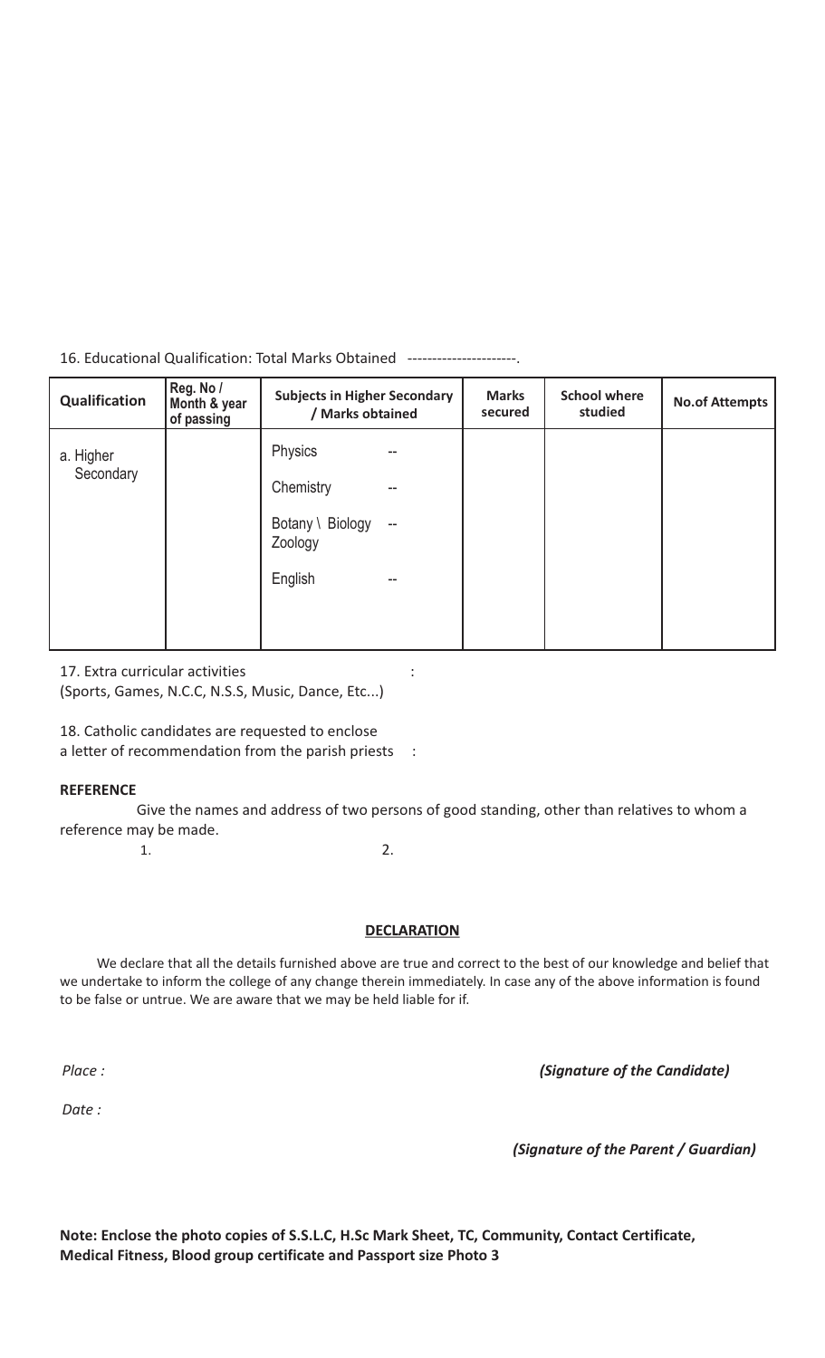16. Educational Qualification: Total Marks Obtained ----------------------.

| Qualification | Reg. No / Month & year of passing | Subjects in Higher Secondary / Marks obtained | Marks secured | School where studied | No.of Attempts |
| --- | --- | --- | --- | --- | --- |
| a. Higher Secondary | | Physics -- <br> Chemistry -- <br> Botany \ Biology -- Zoology <br> English -- | | | |

17. Extra curricular activities :
(Sports, Games, N.C.C, N.S.S, Music, Dance, Etc...)

18. Catholic candidates are requested to enclose
a letter of recommendation from the parish priests :

**REFERENCE**

Give the names and address of two persons of good standing, other than relatives to whom a reference may be made.

1. 2.

**DECLARATION**

We declare that all the details furnished above are true and correct to the best of our knowledge and belief that we undertake to inform the college of any change therein immediately. In case any of the above information is found to be false or untrue. We are aware that we may be held liable for if.

*Place :* ***(Signature of the Candidate)***

*Date :*

***(Signature of the Parent / Guardian)***

**Note: Enclose the photo copies of S.S.L.C, H.Sc Mark Sheet, TC, Community, Contact Certificate, Medical Fitness, Blood group certificate and Passport size Photo 3**